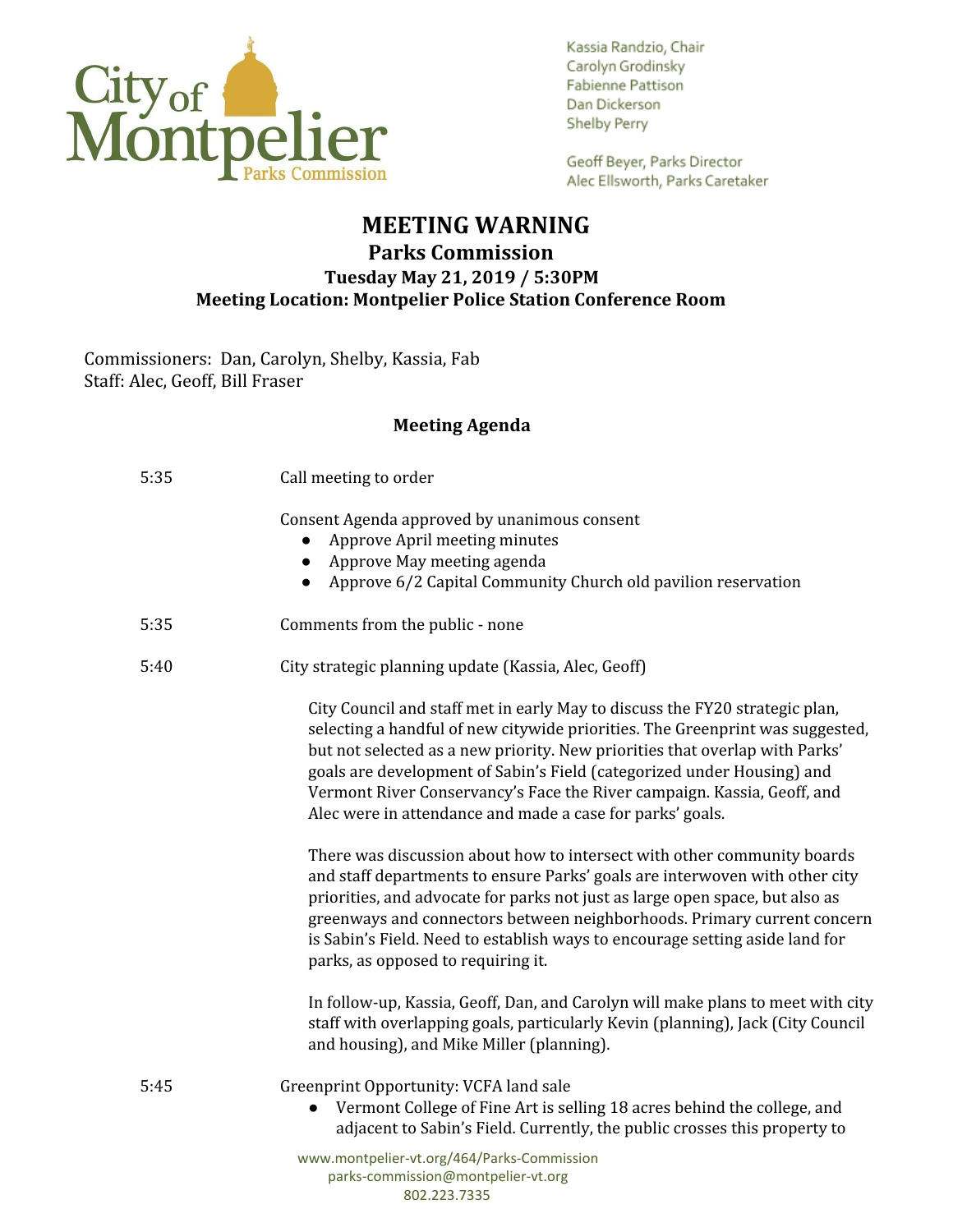City of Montpelier Parks Commission

Kassia Randzio, Chair
Carolyn Grodinsky
Fabienne Pattison
Dan Dickerson
Shelby Perry

Geoff Beyer, Parks Director
Alec Ellsworth, Parks Caretaker

# MEETING WARNING

## Parks Commission

### Tuesday May 21, 2019 / 5:30PM

### Meeting Location: Montpelier Police Station Conference Room

Commissioners: Dan, Carolyn, Shelby, Kassia, Fab
Staff: Alec, Geoff, Bill Fraser

**Meeting Agenda**

5:35 Call meeting to order

Consent Agenda approved by unanimous consent

- Approve April meeting minutes
- Approve May meeting agenda
- Approve 6/2 Capital Community Church old pavilion reservation

5:35 Comments from the public - none

5:40 City strategic planning update (Kassia, Alec, Geoff)

City Council and staff met in early May to discuss the FY20 strategic plan, selecting a handful of new citywide priorities. The Greenprint was suggested, but not selected as a new priority. New priorities that overlap with Parks' goals are development of Sabin's Field (categorized under Housing) and Vermont River Conservancy's Face the River campaign. Kassia, Geoff, and Alec were in attendance and made a case for parks' goals.

There was discussion about how to intersect with other community boards and staff departments to ensure Parks' goals are interwoven with other city priorities, and advocate for parks not just as large open space, but also as greenways and connectors between neighborhoods. Primary current concern is Sabin's Field. Need to establish ways to encourage setting aside land for parks, as opposed to requiring it.

In follow-up, Kassia, Geoff, Dan, and Carolyn will make plans to meet with city staff with overlapping goals, particularly Kevin (planning), Jack (City Council and housing), and Mike Miller (planning).

5:45 Greenprint Opportunity: VCFA land sale

- Vermont College of Fine Art is selling 18 acres behind the college, and adjacent to Sabin's Field. Currently, the public crosses this property to

www.montpelier-vt.org/464/Parks-Commission
parks-commission@montpelier-vt.org
802.223.7335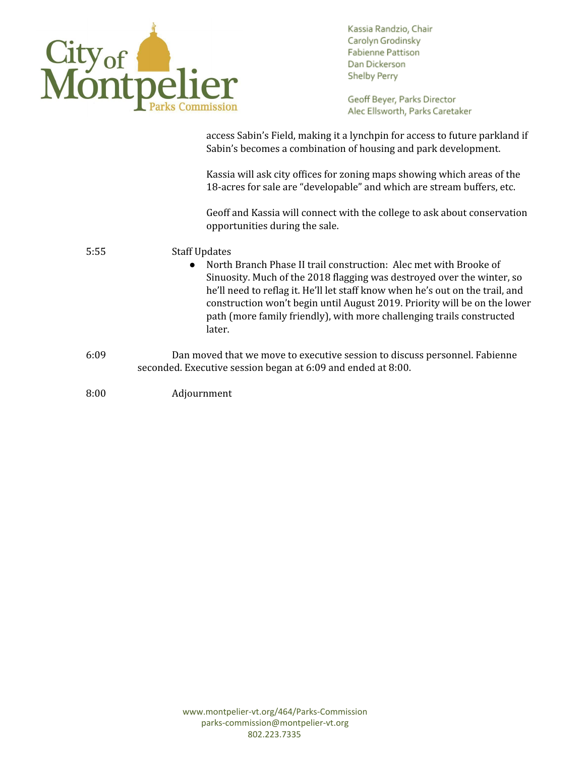access Sabin's Field, making it a lynchpin for access to future parkland if Sabin's becomes a combination of housing and park development.

Kassia will ask city offices for zoning maps showing which areas of the 18-acres for sale are "developable" and which are stream buffers, etc.

Geoff and Kassia will connect with the college to ask about conservation opportunities during the sale.

5:55 Staff Updates

- North Branch Phase II trail construction: Alec met with Brooke of Sinuosity. Much of the 2018 flagging was destroyed over the winter, so he'll need to reflag it. He'll let staff know when he's out on the trail, and construction won't begin until August 2019. Priority will be on the lower path (more family friendly), with more challenging trails constructed later.

6:09 Dan moved that we move to executive session to discuss personnel. Fabienne seconded. Executive session began at 6:09 and ended at 8:00.

8:00 Adjournment